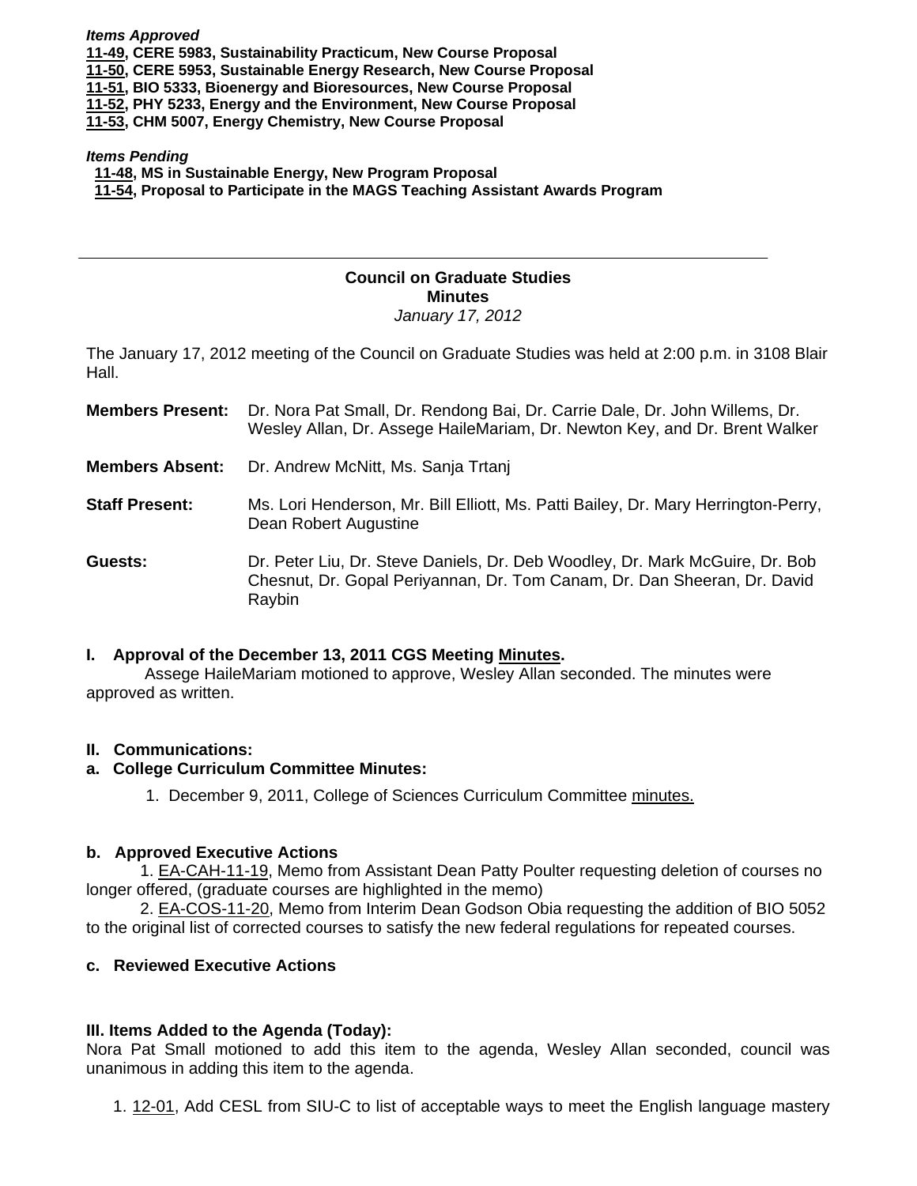***Items Approved***
**11-49, CERE 5983, Sustainability Practicum, New Course Proposal**
**11-50, CERE 5953, Sustainable Energy Research, New Course Proposal**
**11-51, BIO 5333, Bioenergy and Bioresources, New Course Proposal**
**11-52, PHY 5233, Energy and the Environment, New Course Proposal**
**11-53, CHM 5007, Energy Chemistry, New Course Proposal**

***Items Pending***
**11-48, MS in Sustainable Energy, New Program Proposal**
**11-54, Proposal to Participate in the MAGS Teaching Assistant Awards Program**

---

# Council on Graduate Studies
## Minutes
*January 17, 2012*

The January 17, 2012 meeting of the Council on Graduate Studies was held at 2:00 p.m. in 3108 Blair Hall.

**Members Present:** Dr. Nora Pat Small, Dr. Rendong Bai, Dr. Carrie Dale, Dr. John Willems, Dr. Wesley Allan, Dr. Assege HaileMariam, Dr. Newton Key, and Dr. Brent Walker

**Members Absent:** Dr. Andrew McNitt, Ms. Sanja Trtanj

**Staff Present:** Ms. Lori Henderson, Mr. Bill Elliott, Ms. Patti Bailey, Dr. Mary Herrington-Perry, Dean Robert Augustine

**Guests:** Dr. Peter Liu, Dr. Steve Daniels, Dr. Deb Woodley, Dr. Mark McGuire, Dr. Bob Chesnut, Dr. Gopal Periyannan, Dr. Tom Canam, Dr. Dan Sheeran, Dr. David Raybin

### I. Approval of the December 13, 2011 CGS Meeting Minutes.

Assege HaileMariam motioned to approve, Wesley Allan seconded. The minutes were approved as written.

### II. Communications:

#### a. College Curriculum Committee Minutes:

1. December 9, 2011, College of Sciences Curriculum Committee minutes.

#### b. Approved Executive Actions

1. EA-CAH-11-19, Memo from Assistant Dean Patty Poulter requesting deletion of courses no longer offered, (graduate courses are highlighted in the memo)
2. EA-COS-11-20, Memo from Interim Dean Godson Obia requesting the addition of BIO 5052 to the original list of corrected courses to satisfy the new federal regulations for repeated courses.

#### c. Reviewed Executive Actions

### III. Items Added to the Agenda (Today):

Nora Pat Small motioned to add this item to the agenda, Wesley Allan seconded, council was unanimous in adding this item to the agenda.

1. 12-01, Add CESL from SIU-C to list of acceptable ways to meet the English language mastery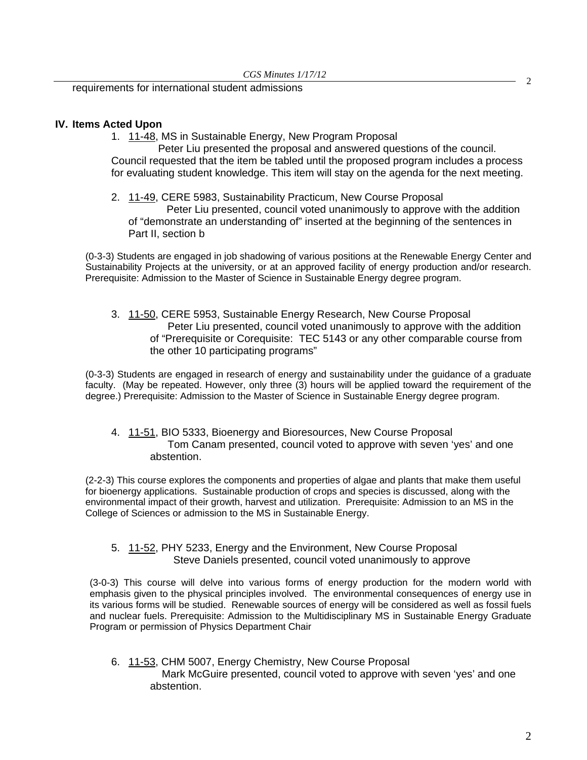requirements for international student admissions

## IV. Items Acted Upon

1. 11-48, MS in Sustainable Energy, New Program Proposal
   Peter Liu presented the proposal and answered questions of the council. Council requested that the item be tabled until the proposed program includes a process for evaluating student knowledge. This item will stay on the agenda for the next meeting.

2. 11-49, CERE 5983, Sustainability Practicum, New Course Proposal
   Peter Liu presented, council voted unanimously to approve with the addition of "demonstrate an understanding of" inserted at the beginning of the sentences in Part II, section b

(0-3-3) Students are engaged in job shadowing of various positions at the Renewable Energy Center and Sustainability Projects at the university, or at an approved facility of energy production and/or research. Prerequisite: Admission to the Master of Science in Sustainable Energy degree program.

3. 11-50, CERE 5953, Sustainable Energy Research, New Course Proposal
   Peter Liu presented, council voted unanimously to approve with the addition of "Prerequisite or Corequisite: TEC 5143 or any other comparable course from the other 10 participating programs"

(0-3-3) Students are engaged in research of energy and sustainability under the guidance of a graduate faculty. (May be repeated. However, only three (3) hours will be applied toward the requirement of the degree.) Prerequisite: Admission to the Master of Science in Sustainable Energy degree program.

4. 11-51, BIO 5333, Bioenergy and Bioresources, New Course Proposal
   Tom Canam presented, council voted to approve with seven 'yes' and one abstention.

(2-2-3) This course explores the components and properties of algae and plants that make them useful for bioenergy applications. Sustainable production of crops and species is discussed, along with the environmental impact of their growth, harvest and utilization. Prerequisite: Admission to an MS in the College of Sciences or admission to the MS in Sustainable Energy.

5. 11-52, PHY 5233, Energy and the Environment, New Course Proposal
   Steve Daniels presented, council voted unanimously to approve

(3-0-3) This course will delve into various forms of energy production for the modern world with emphasis given to the physical principles involved. The environmental consequences of energy use in its various forms will be studied. Renewable sources of energy will be considered as well as fossil fuels and nuclear fuels. Prerequisite: Admission to the Multidisciplinary MS in Sustainable Energy Graduate Program or permission of Physics Department Chair

6. 11-53, CHM 5007, Energy Chemistry, New Course Proposal
   Mark McGuire presented, council voted to approve with seven 'yes' and one abstention.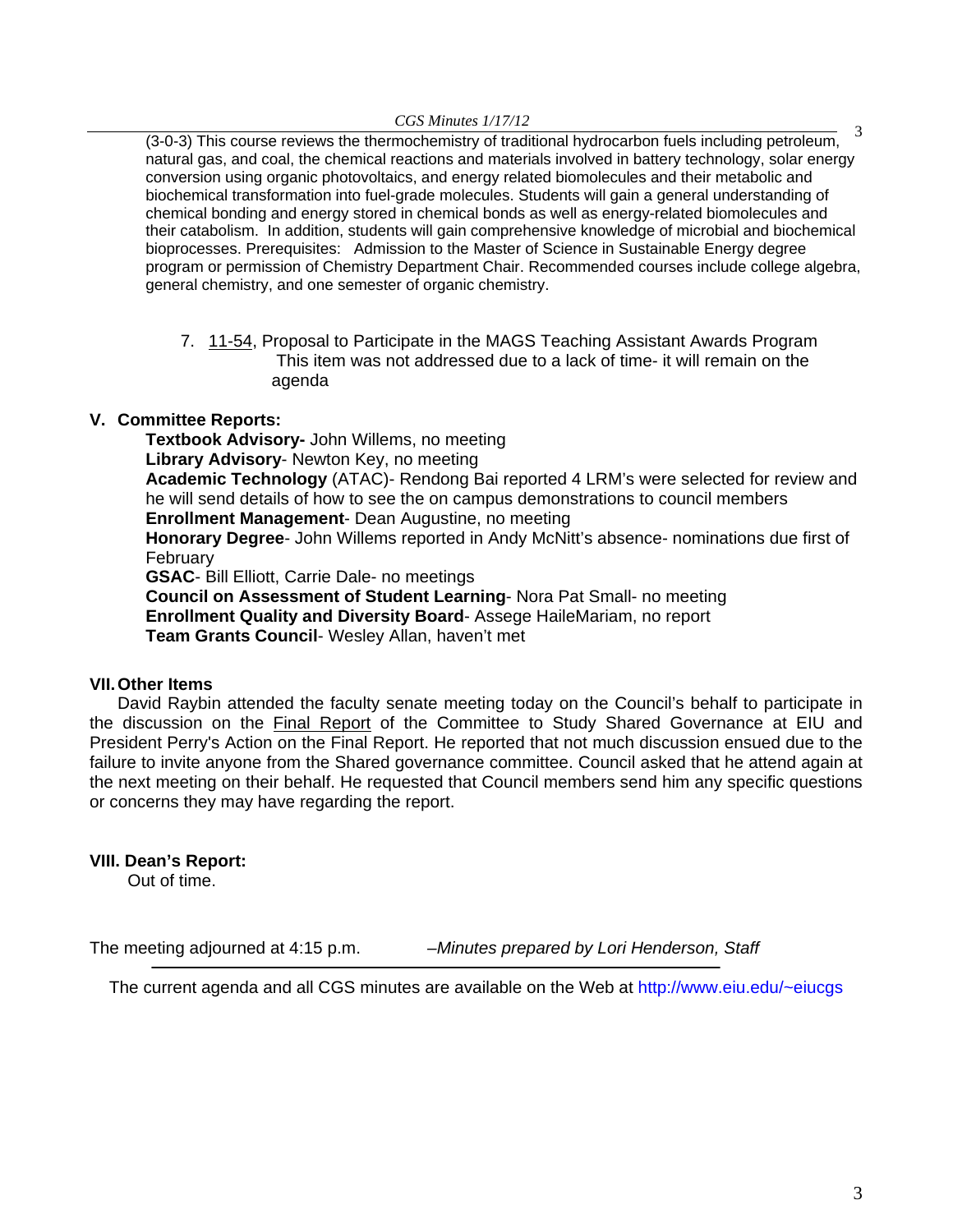(3-0-3) This course reviews the thermochemistry of traditional hydrocarbon fuels including petroleum, natural gas, and coal, the chemical reactions and materials involved in battery technology, solar energy conversion using organic photovoltaics, and energy related biomolecules and their metabolic and biochemical transformation into fuel-grade molecules. Students will gain a general understanding of chemical bonding and energy stored in chemical bonds as well as energy-related biomolecules and their catabolism. In addition, students will gain comprehensive knowledge of microbial and biochemical bioprocesses. Prerequisites: Admission to the Master of Science in Sustainable Energy degree program or permission of Chemistry Department Chair. Recommended courses include college algebra, general chemistry, and one semester of organic chemistry.

7. 11-54, Proposal to Participate in the MAGS Teaching Assistant Awards Program
   This item was not addressed due to a lack of time- it will remain on the agenda

## V. Committee Reports:

**Textbook Advisory-** John Willems, no meeting
**Library Advisory**- Newton Key, no meeting
**Academic Technology** (ATAC)- Rendong Bai reported 4 LRM's were selected for review and he will send details of how to see the on campus demonstrations to council members
**Enrollment Management**- Dean Augustine, no meeting
**Honorary Degree**- John Willems reported in Andy McNitt's absence- nominations due first of February
**GSAC**- Bill Elliott, Carrie Dale- no meetings
**Council on Assessment of Student Learning**- Nora Pat Small- no meeting
**Enrollment Quality and Diversity Board**- Assege HaileMariam, no report
**Team Grants Council**- Wesley Allan, haven't met

## VII. Other Items

David Raybin attended the faculty senate meeting today on the Council's behalf to participate in the discussion on the Final Report of the Committee to Study Shared Governance at EIU and President Perry's Action on the Final Report. He reported that not much discussion ensued due to the failure to invite anyone from the Shared governance committee. Council asked that he attend again at the next meeting on their behalf. He requested that Council members send him any specific questions or concerns they may have regarding the report.

## VIII. Dean's Report:

Out of time.

The meeting adjourned at 4:15 p.m. *–Minutes prepared by Lori Henderson, Staff*

The current agenda and all CGS minutes are available on the Web at http://www.eiu.edu/~eiucgs